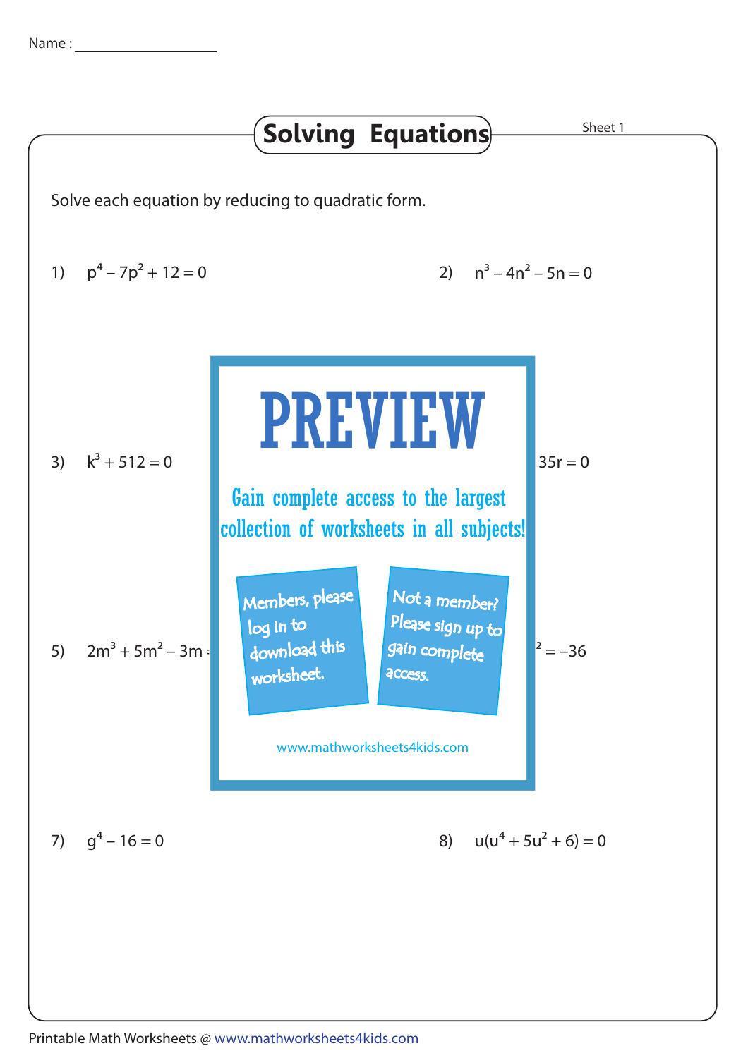Name : ___________________

# Solving Equations

Sheet 1

Solve each equation by reducing to quadratic form.

1) $p^4 - 7p^2 + 12 = 0$

2) $n^3 - 4n^2 - 5n = 0$

3) $k^3 + 512 = 0$

35r = 0

PREVIEW

Gain complete access to the largest collection of worksheets in all subjects!

Members, please log in to download this worksheet.

Not a member? Please sign up to gain complete access.

www.mathworksheets4kids.com

5) $2m^3 + 5m^2 - 3m$

$^2 = -36$

7) $g^4 - 16 = 0$

8) $u(u^4 + 5u^2 + 6) = 0$

Printable Math Worksheets @ www.mathworksheets4kids.com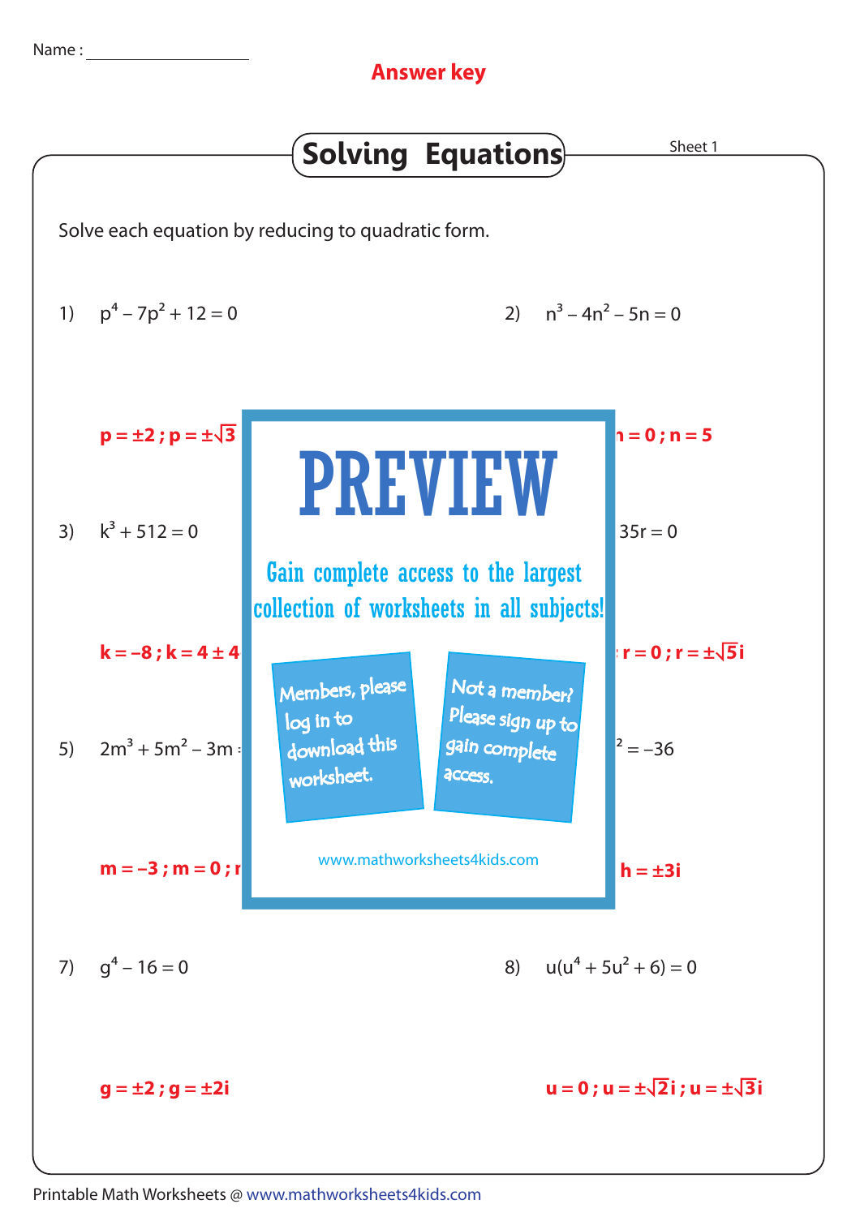Name :

**Answer key**

# Solving Equations

Sheet 1

Solve each equation by reducing to quadratic form.

1) $p^4 - 7p^2 + 12 = 0$

**$p = \pm 2$ ; $p = \pm\sqrt{3}$**

2) $n^3 - 4n^2 - 5n = 0$

**n = 0 ; n = 5**

3) $k^3 + 512 = 0$

**k = –8 ; k = 4 ± 4**

4) 35r = 0

**r = 0 ; $r = \pm\sqrt{5}i$**

5) $2m^3 + 5m^2 - 3m$

**m = –3 ; m = 0 ;**

6) $^2 = -36$

**h = ±3i**

PREVIEW

Gain complete access to the largest collection of worksheets in all subjects!

Members, please log in to download this worksheet.

Not a member? Please sign up to gain complete access.

www.mathworksheets4kids.com

7) $g^4 - 16 = 0$

**g = ±2 ; g = ±2i**

8) $u(u^4 + 5u^2 + 6) = 0$

**u = 0 ; $u = \pm\sqrt{2}i$ ; $u = \pm\sqrt{3}i$**

Printable Math Worksheets @ www.mathworksheets4kids.com